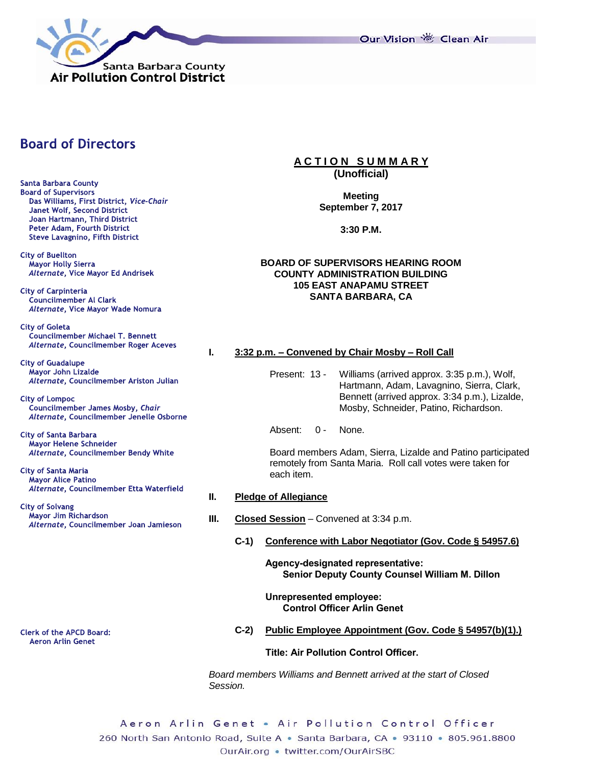Santa Barbara County
Air Pollution Control District

Our Vision Clean Air

## Board of Directors

**Santa Barbara County Board of Supervisors**
- Das Williams, First District, *Vice-Chair*
- Janet Wolf, Second District
- Joan Hartmann, Third District
- Peter Adam, Fourth District
- Steve Lavagnino, Fifth District

**City of Buellton**
- Mayor Holly Sierra
- *Alternate*, Vice Mayor Ed Andrisek

**City of Carpinteria**
- Councilmember Al Clark
- *Alternate*, Vice Mayor Wade Nomura

**City of Goleta**
- Councilmember Michael T. Bennett
- *Alternate*, Councilmember Roger Aceves

**City of Guadalupe**
- Mayor John Lizalde
- *Alternate*, Councilmember Ariston Julian

**City of Lompoc**
- Councilmember James Mosby, *Chair*
- *Alternate*, Councilmember Jenelle Osborne

**City of Santa Barbara**
- Mayor Helene Schneider
- *Alternate*, Councilmember Bendy White

**City of Santa Maria**
- Mayor Alice Patino
- *Alternate*, Councilmember Etta Waterfield

**City of Solvang**
- Mayor Jim Richardson
- *Alternate*, Councilmember Joan Jamieson

**Clerk of the APCD Board:**
Aeron Arlin Genet

# ACTION SUMMARY
**(Unofficial)**

**Meeting**
**September 7, 2017**

**3:30 P.M.**

**BOARD OF SUPERVISORS HEARING ROOM**
**COUNTY ADMINISTRATION BUILDING**
**105 EAST ANAPAMU STREET**
**SANTA BARBARA, CA**

**I. 3:32 p.m. – Convened by Chair Mosby – Roll Call**

Present: 13 - Williams (arrived approx. 3:35 p.m.), Wolf, Hartmann, Adam, Lavagnino, Sierra, Clark, Bennett (arrived approx. 3:34 p.m.), Lizalde, Mosby, Schneider, Patino, Richardson.

Absent: 0 - None.

Board members Adam, Sierra, Lizalde and Patino participated remotely from Santa Maria. Roll call votes were taken for each item.

**II. Pledge of Allegiance**

**III. Closed Session** – Convened at 3:34 p.m.

**C-1) Conference with Labor Negotiator (Gov. Code § 54957.6)**

**Agency-designated representative:**
**Senior Deputy County Counsel William M. Dillon**

**Unrepresented employee:**
**Control Officer Arlin Genet**

**C-2) Public Employee Appointment (Gov. Code § 54957(b)(1).)**

**Title: Air Pollution Control Officer.**

*Board members Williams and Bennett arrived at the start of Closed Session.*

Aeron Arlin Genet • Air Pollution Control Officer
260 North San Antonio Road, Suite A • Santa Barbara, CA • 93110 • 805.961.8800
OurAir.org • twitter.com/OurAirSBC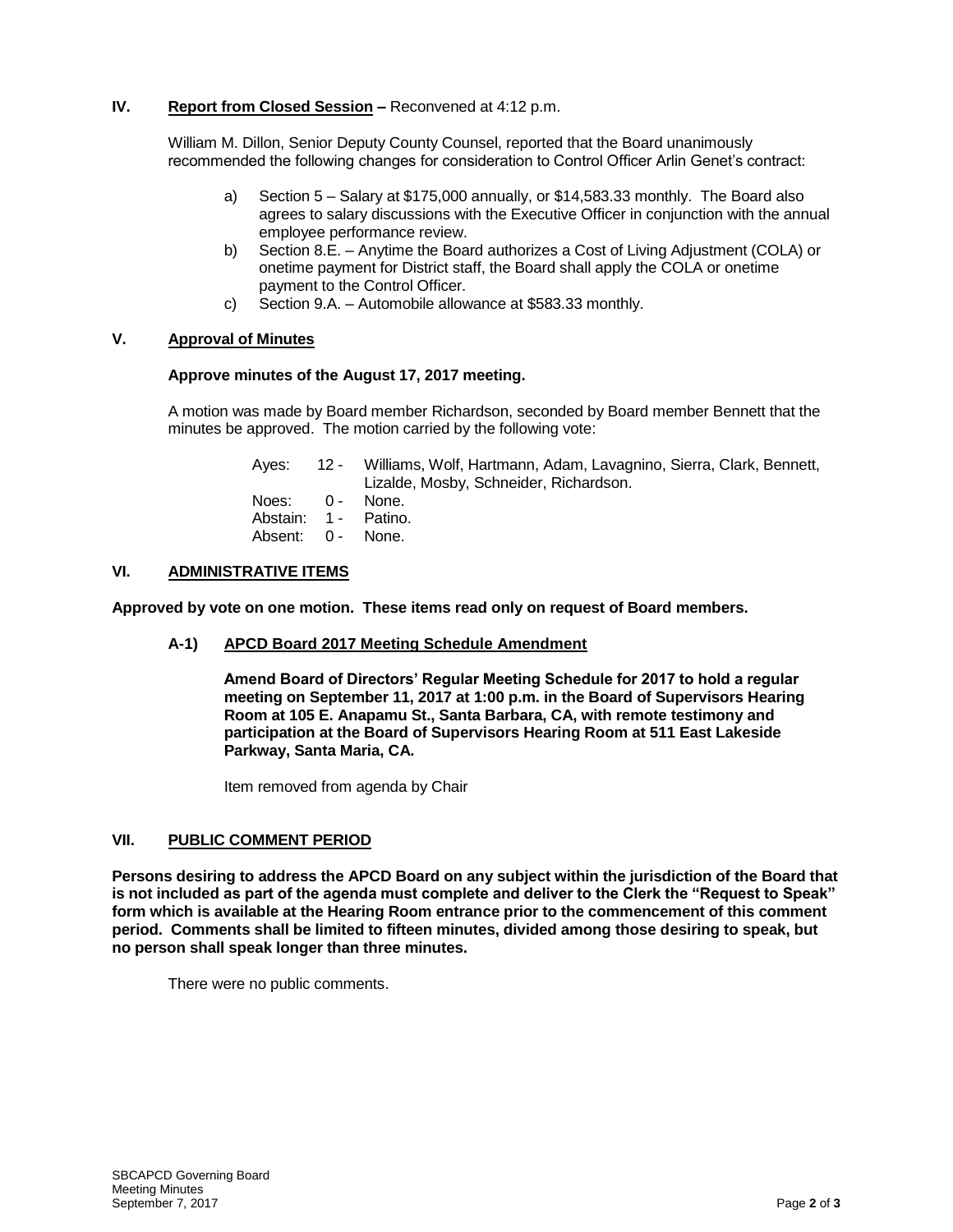## IV. **Report from Closed Session –** Reconvened at 4:12 p.m.

William M. Dillon, Senior Deputy County Counsel, reported that the Board unanimously recommended the following changes for consideration to Control Officer Arlin Genet's contract:

a) Section 5 – Salary at $175,000 annually, or $14,583.33 monthly. The Board also agrees to salary discussions with the Executive Officer in conjunction with the annual employee performance review.
b) Section 8.E. – Anytime the Board authorizes a Cost of Living Adjustment (COLA) or onetime payment for District staff, the Board shall apply the COLA or onetime payment to the Control Officer.
c) Section 9.A. – Automobile allowance at $583.33 monthly.

## V. Approval of Minutes

**Approve minutes of the August 17, 2017 meeting.**

A motion was made by Board member Richardson, seconded by Board member Bennett that the minutes be approved. The motion carried by the following vote:

| | | |
|---|---|---|
| Ayes: | 12 - | Williams, Wolf, Hartmann, Adam, Lavagnino, Sierra, Clark, Bennett, Lizalde, Mosby, Schneider, Richardson. |
| Noes: | 0 - | None. |
| Abstain: | 1 - | Patino. |
| Absent: | 0 - | None. |

## VI. ADMINISTRATIVE ITEMS

**Approved by vote on one motion. These items read only on request of Board members.**

### A-1) APCD Board 2017 Meeting Schedule Amendment

**Amend Board of Directors' Regular Meeting Schedule for 2017 to hold a regular meeting on September 11, 2017 at 1:00 p.m. in the Board of Supervisors Hearing Room at 105 E. Anapamu St., Santa Barbara, CA, with remote testimony and participation at the Board of Supervisors Hearing Room at 511 East Lakeside Parkway, Santa Maria, CA.**

Item removed from agenda by Chair

## VII. PUBLIC COMMENT PERIOD

**Persons desiring to address the APCD Board on any subject within the jurisdiction of the Board that is not included as part of the agenda must complete and deliver to the Clerk the "Request to Speak" form which is available at the Hearing Room entrance prior to the commencement of this comment period. Comments shall be limited to fifteen minutes, divided among those desiring to speak, but no person shall speak longer than three minutes.**

There were no public comments.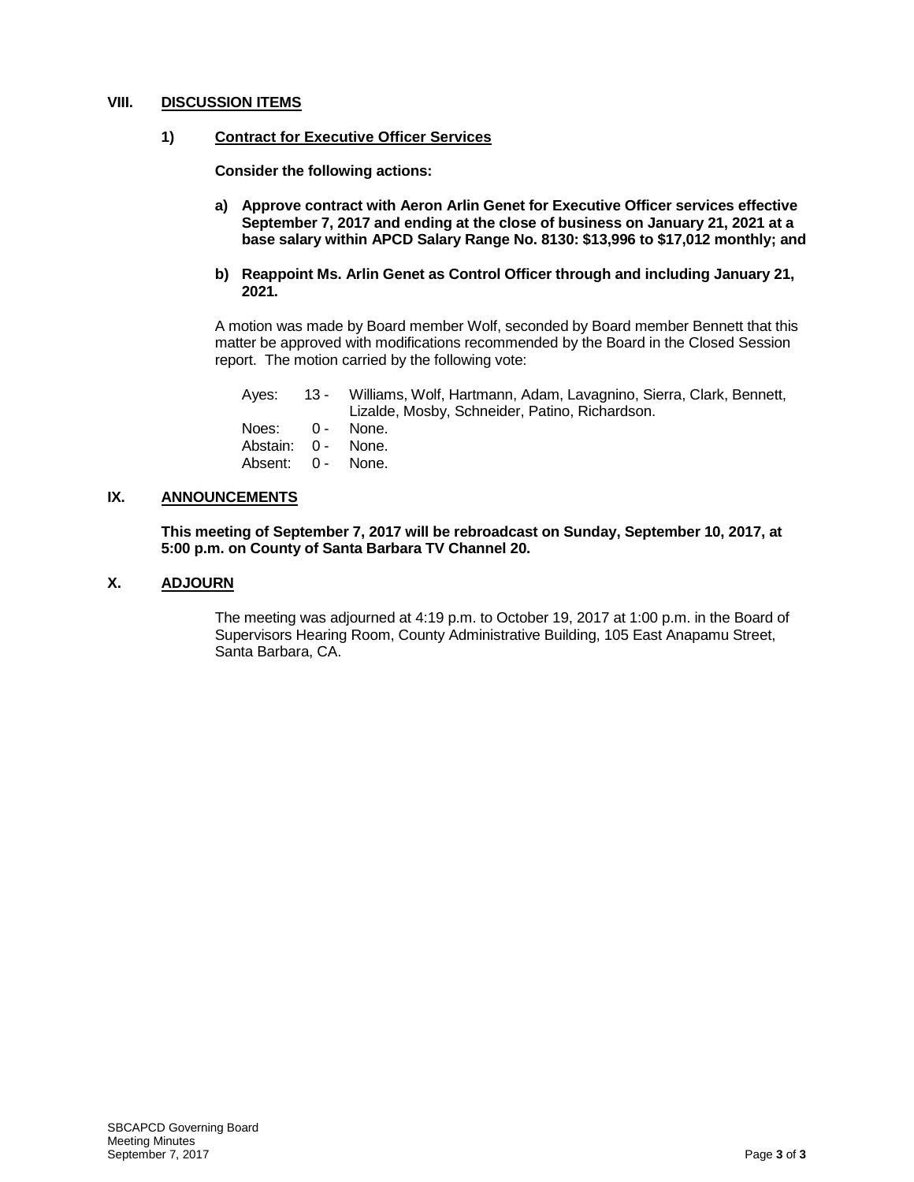## VIII. DISCUSSION ITEMS

### 1) Contract for Executive Officer Services

**Consider the following actions:**

**a) Approve contract with Aeron Arlin Genet for Executive Officer services effective September 7, 2017 and ending at the close of business on January 21, 2021 at a base salary within APCD Salary Range No. 8130: $13,996 to $17,012 monthly; and**

**b) Reappoint Ms. Arlin Genet as Control Officer through and including January 21, 2021.**

A motion was made by Board member Wolf, seconded by Board member Bennett that this matter be approved with modifications recommended by the Board in the Closed Session report. The motion carried by the following vote:

| | | |
|---|---|---|
| Ayes: | 13 - | Williams, Wolf, Hartmann, Adam, Lavagnino, Sierra, Clark, Bennett, Lizalde, Mosby, Schneider, Patino, Richardson. |
| Noes: | 0 - | None. |
| Abstain: | 0 - | None. |
| Absent: | 0 - | None. |

## IX. ANNOUNCEMENTS

**This meeting of September 7, 2017 will be rebroadcast on Sunday, September 10, 2017, at 5:00 p.m. on County of Santa Barbara TV Channel 20.**

## X. ADJOURN

The meeting was adjourned at 4:19 p.m. to October 19, 2017 at 1:00 p.m. in the Board of Supervisors Hearing Room, County Administrative Building, 105 East Anapamu Street, Santa Barbara, CA.